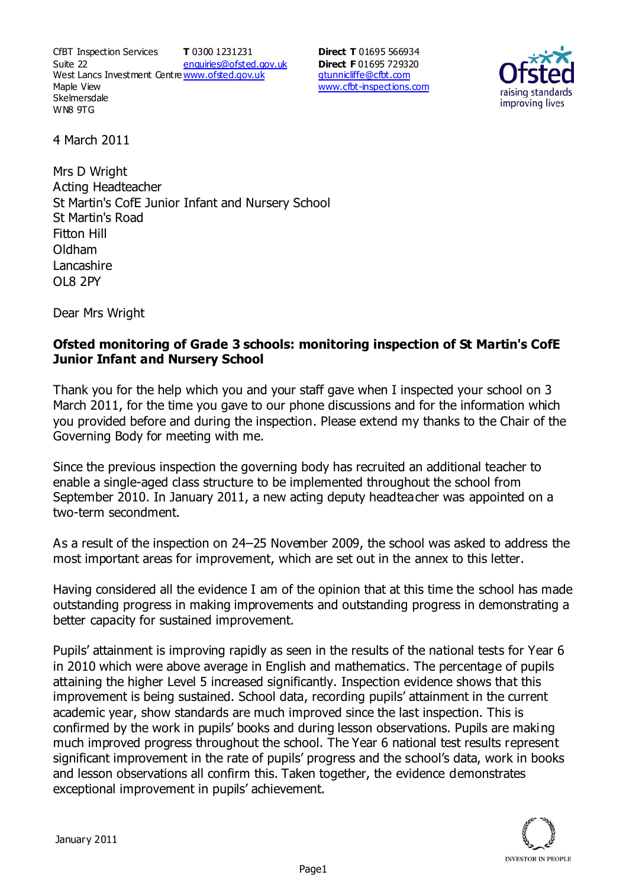CfBT Inspection Services
Suite 22
West Lancs Investment Centre
Maple View
Skelmersdale
WN8 9TG

**T** 0300 1231231
enquiries@ofsted.gov.uk
www.ofsted.gov.uk

**Direct T** 01695 566934
**Direct F** 01695 729320
gtunnicliffe@cfbt.com
www.cfbt-inspections.com

4 March 2011

Mrs D Wright
Acting Headteacher
St Martin's CofE Junior Infant and Nursery School
St Martin's Road
Fitton Hill
Oldham
Lancashire
OL8 2PY

Dear Mrs Wright

**Ofsted monitoring of Grade 3 schools: monitoring inspection of St Martin's CofE Junior Infant and Nursery School**

Thank you for the help which you and your staff gave when I inspected your school on 3 March 2011, for the time you gave to our phone discussions and for the information which you provided before and during the inspection. Please extend my thanks to the Chair of the Governing Body for meeting with me.

Since the previous inspection the governing body has recruited an additional teacher to enable a single-aged class structure to be implemented throughout the school from September 2010. In January 2011, a new acting deputy headteacher was appointed on a two-term secondment.

As a result of the inspection on 24–25 November 2009, the school was asked to address the most important areas for improvement, which are set out in the annex to this letter.

Having considered all the evidence I am of the opinion that at this time the school has made outstanding progress in making improvements and outstanding progress in demonstrating a better capacity for sustained improvement.

Pupils' attainment is improving rapidly as seen in the results of the national tests for Year 6 in 2010 which were above average in English and mathematics. The percentage of pupils attaining the higher Level 5 increased significantly. Inspection evidence shows that this improvement is being sustained. School data, recording pupils' attainment in the current academic year, show standards are much improved since the last inspection. This is confirmed by the work in pupils' books and during lesson observations. Pupils are making much improved progress throughout the school. The Year 6 national test results represent significant improvement in the rate of pupils' progress and the school's data, work in books and lesson observations all confirm this. Taken together, the evidence demonstrates exceptional improvement in pupils' achievement.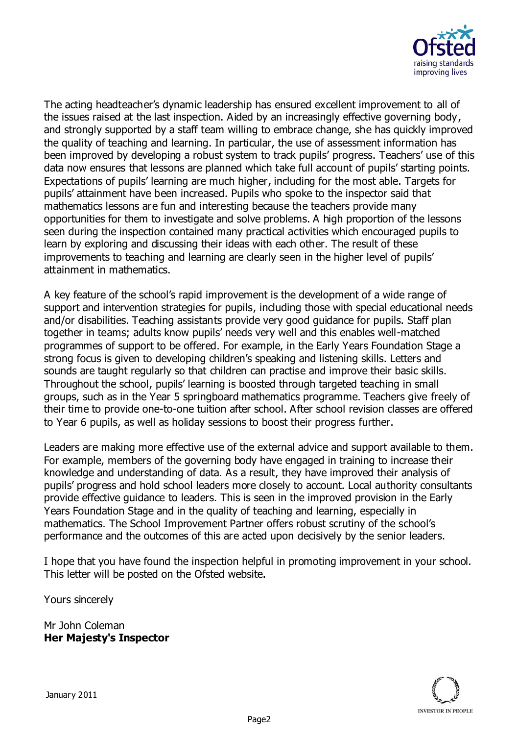The acting headteacher's dynamic leadership has ensured excellent improvement to all of the issues raised at the last inspection. Aided by an increasingly effective governing body, and strongly supported by a staff team willing to embrace change, she has quickly improved the quality of teaching and learning. In particular, the use of assessment information has been improved by developing a robust system to track pupils' progress. Teachers' use of this data now ensures that lessons are planned which take full account of pupils' starting points. Expectations of pupils' learning are much higher, including for the most able. Targets for pupils' attainment have been increased. Pupils who spoke to the inspector said that mathematics lessons are fun and interesting because the teachers provide many opportunities for them to investigate and solve problems. A high proportion of the lessons seen during the inspection contained many practical activities which encouraged pupils to learn by exploring and discussing their ideas with each other. The result of these improvements to teaching and learning are clearly seen in the higher level of pupils' attainment in mathematics.

A key feature of the school's rapid improvement is the development of a wide range of support and intervention strategies for pupils, including those with special educational needs and/or disabilities. Teaching assistants provide very good guidance for pupils. Staff plan together in teams; adults know pupils' needs very well and this enables well-matched programmes of support to be offered. For example, in the Early Years Foundation Stage a strong focus is given to developing children's speaking and listening skills. Letters and sounds are taught regularly so that children can practise and improve their basic skills. Throughout the school, pupils' learning is boosted through targeted teaching in small groups, such as in the Year 5 springboard mathematics programme. Teachers give freely of their time to provide one-to-one tuition after school. After school revision classes are offered to Year 6 pupils, as well as holiday sessions to boost their progress further.

Leaders are making more effective use of the external advice and support available to them. For example, members of the governing body have engaged in training to increase their knowledge and understanding of data. As a result, they have improved their analysis of pupils' progress and hold school leaders more closely to account. Local authority consultants provide effective guidance to leaders. This is seen in the improved provision in the Early Years Foundation Stage and in the quality of teaching and learning, especially in mathematics. The School Improvement Partner offers robust scrutiny of the school's performance and the outcomes of this are acted upon decisively by the senior leaders.

I hope that you have found the inspection helpful in promoting improvement in your school. This letter will be posted on the Ofsted website.

Yours sincerely

Mr John Coleman
**Her Majesty's Inspector**

January 2011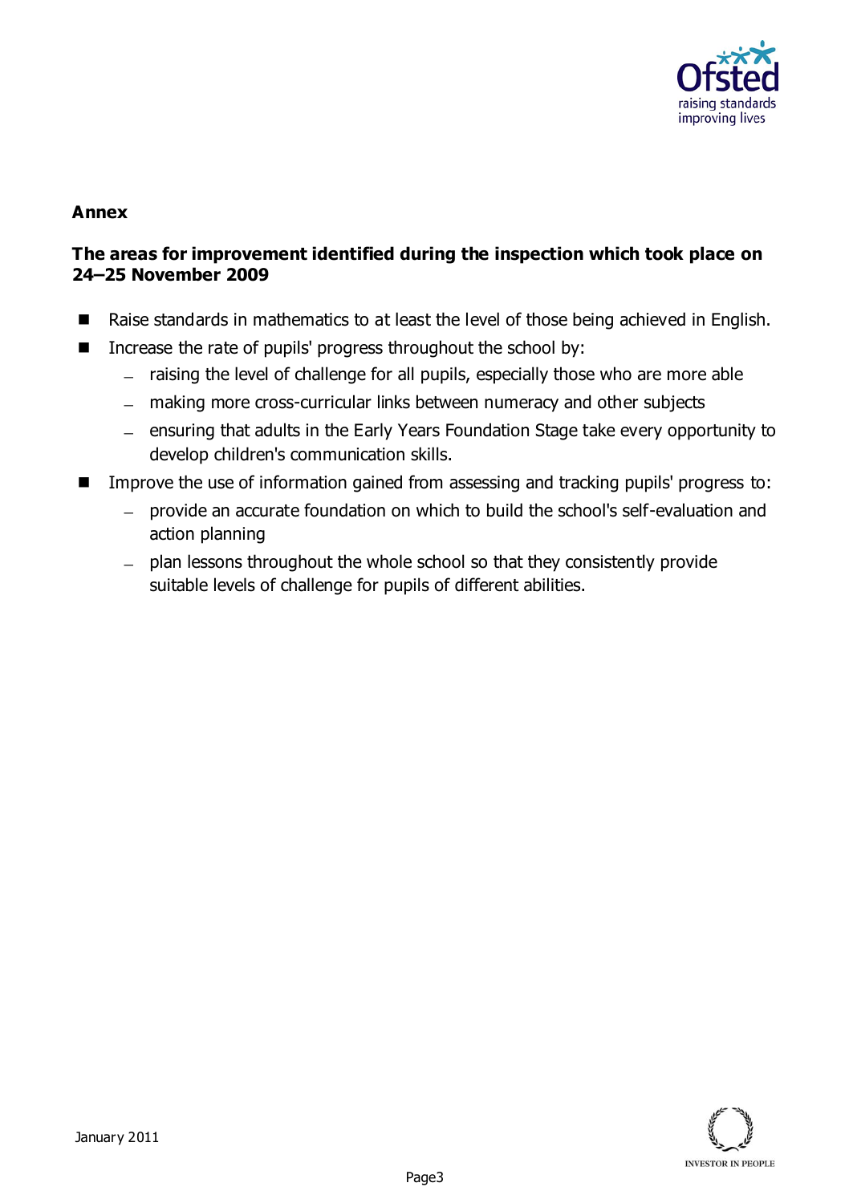**Annex**

**The areas for improvement identified during the inspection which took place on 24–25 November 2009**

- Raise standards in mathematics to at least the level of those being achieved in English.
- Increase the rate of pupils' progress throughout the school by:
  - raising the level of challenge for all pupils, especially those who are more able
  - making more cross-curricular links between numeracy and other subjects
  - ensuring that adults in the Early Years Foundation Stage take every opportunity to develop children's communication skills.
- Improve the use of information gained from assessing and tracking pupils' progress to:
  - provide an accurate foundation on which to build the school's self-evaluation and action planning
  - plan lessons throughout the whole school so that they consistently provide suitable levels of challenge for pupils of different abilities.